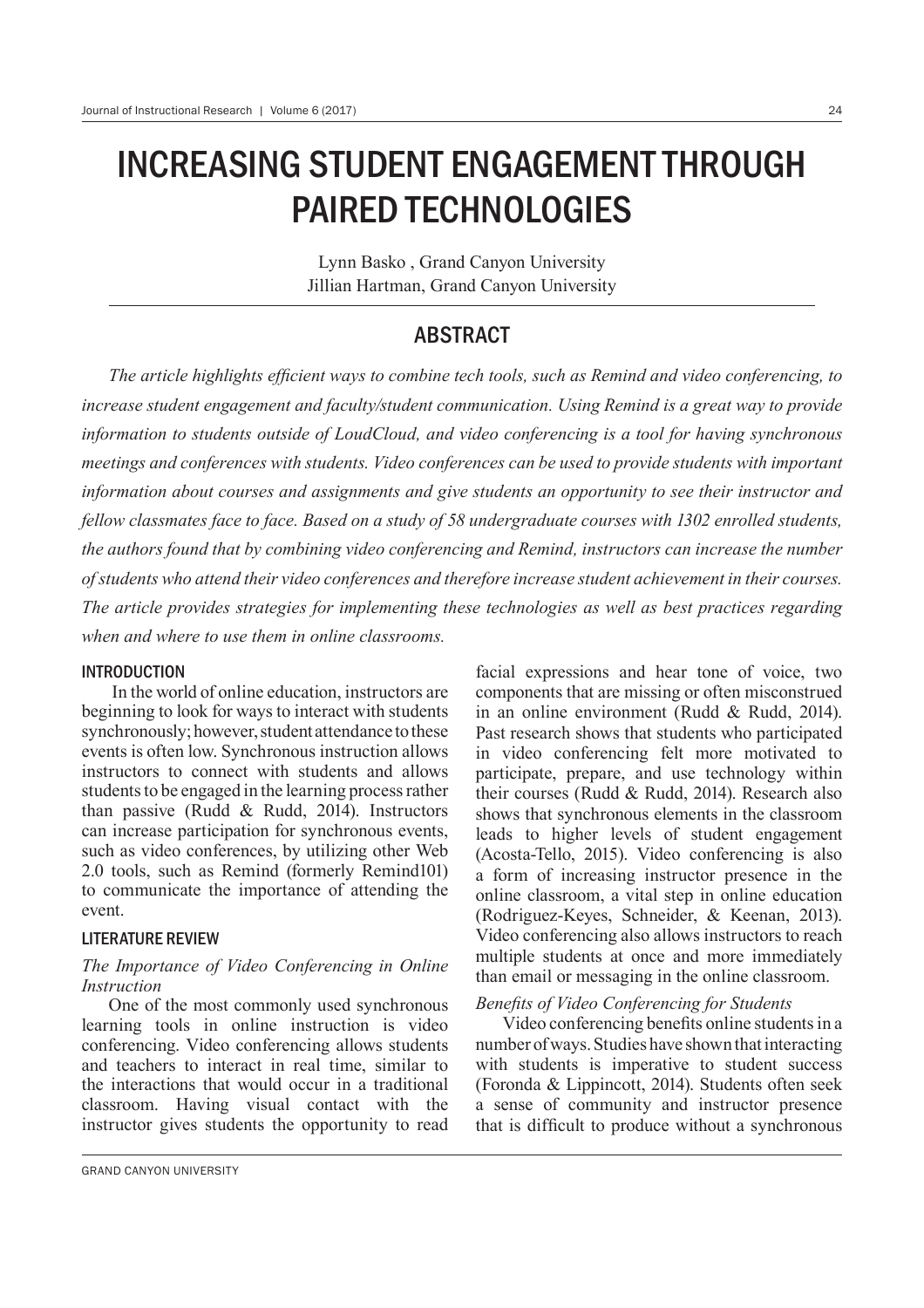# INCREASING STUDENT ENGAGEMENT THROUGH PAIRED TECHNOLOGIES

Lynn Basko , Grand Canyon University
Jillian Hartman, Grand Canyon University

## ABSTRACT

*The article highlights efficient ways to combine tech tools, such as Remind and video conferencing, to increase student engagement and faculty/student communication. Using Remind is a great way to provide information to students outside of LoudCloud, and video conferencing is a tool for having synchronous meetings and conferences with students. Video conferences can be used to provide students with important information about courses and assignments and give students an opportunity to see their instructor and fellow classmates face to face. Based on a study of 58 undergraduate courses with 1302 enrolled students, the authors found that by combining video conferencing and Remind, instructors can increase the number of students who attend their video conferences and therefore increase student achievement in their courses. The article provides strategies for implementing these technologies as well as best practices regarding when and where to use them in online classrooms.*

### INTRODUCTION

In the world of online education, instructors are beginning to look for ways to interact with students synchronously; however, student attendance to these events is often low. Synchronous instruction allows instructors to connect with students and allows students to be engaged in the learning process rather than passive (Rudd & Rudd, 2014). Instructors can increase participation for synchronous events, such as video conferences, by utilizing other Web 2.0 tools, such as Remind (formerly Remind101) to communicate the importance of attending the event.

### LITERATURE REVIEW

*The Importance of Video Conferencing in Online Instruction*

One of the most commonly used synchronous learning tools in online instruction is video conferencing. Video conferencing allows students and teachers to interact in real time, similar to the interactions that would occur in a traditional classroom. Having visual contact with the instructor gives students the opportunity to read facial expressions and hear tone of voice, two components that are missing or often misconstrued in an online environment (Rudd & Rudd, 2014). Past research shows that students who participated in video conferencing felt more motivated to participate, prepare, and use technology within their courses (Rudd & Rudd, 2014). Research also shows that synchronous elements in the classroom leads to higher levels of student engagement (Acosta-Tello, 2015). Video conferencing is also a form of increasing instructor presence in the online classroom, a vital step in online education (Rodriguez-Keyes, Schneider, & Keenan, 2013). Video conferencing also allows instructors to reach multiple students at once and more immediately than email or messaging in the online classroom.

*Benefits of Video Conferencing for Students*

Video conferencing benefits online students in a number of ways. Studies have shown that interacting with students is imperative to student success (Foronda & Lippincott, 2014). Students often seek a sense of community and instructor presence that is difficult to produce without a synchronous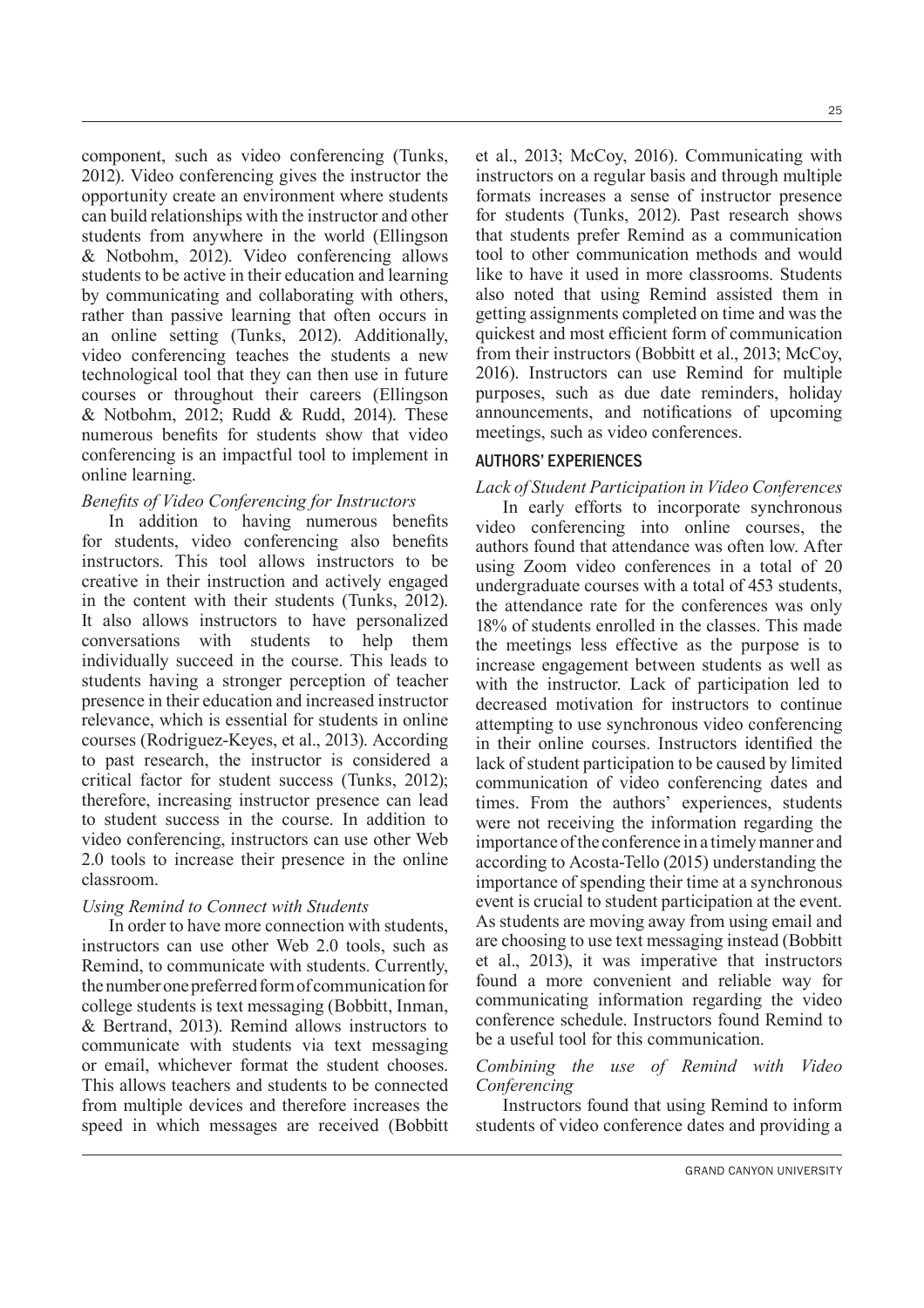component, such as video conferencing (Tunks, 2012). Video conferencing gives the instructor the opportunity create an environment where students can build relationships with the instructor and other students from anywhere in the world (Ellingson & Notbohm, 2012). Video conferencing allows students to be active in their education and learning by communicating and collaborating with others, rather than passive learning that often occurs in an online setting (Tunks, 2012). Additionally, video conferencing teaches the students a new technological tool that they can then use in future courses or throughout their careers (Ellingson & Notbohm, 2012; Rudd & Rudd, 2014). These numerous benefits for students show that video conferencing is an impactful tool to implement in online learning.

*Benefits of Video Conferencing for Instructors*

In addition to having numerous benefits for students, video conferencing also benefits instructors. This tool allows instructors to be creative in their instruction and actively engaged in the content with their students (Tunks, 2012). It also allows instructors to have personalized conversations with students to help them individually succeed in the course. This leads to students having a stronger perception of teacher presence in their education and increased instructor relevance, which is essential for students in online courses (Rodriguez-Keyes, et al., 2013). According to past research, the instructor is considered a critical factor for student success (Tunks, 2012); therefore, increasing instructor presence can lead to student success in the course. In addition to video conferencing, instructors can use other Web 2.0 tools to increase their presence in the online classroom.

*Using Remind to Connect with Students*

In order to have more connection with students, instructors can use other Web 2.0 tools, such as Remind, to communicate with students. Currently, the number one preferred form of communication for college students is text messaging (Bobbitt, Inman, & Bertrand, 2013). Remind allows instructors to communicate with students via text messaging or email, whichever format the student chooses. This allows teachers and students to be connected from multiple devices and therefore increases the speed in which messages are received (Bobbitt et al., 2013; McCoy, 2016). Communicating with instructors on a regular basis and through multiple formats increases a sense of instructor presence for students (Tunks, 2012). Past research shows that students prefer Remind as a communication tool to other communication methods and would like to have it used in more classrooms. Students also noted that using Remind assisted them in getting assignments completed on time and was the quickest and most efficient form of communication from their instructors (Bobbitt et al., 2013; McCoy, 2016). Instructors can use Remind for multiple purposes, such as due date reminders, holiday announcements, and notifications of upcoming meetings, such as video conferences.

## AUTHORS' EXPERIENCES

*Lack of Student Participation in Video Conferences*

In early efforts to incorporate synchronous video conferencing into online courses, the authors found that attendance was often low. After using Zoom video conferences in a total of 20 undergraduate courses with a total of 453 students, the attendance rate for the conferences was only 18% of students enrolled in the classes. This made the meetings less effective as the purpose is to increase engagement between students as well as with the instructor. Lack of participation led to decreased motivation for instructors to continue attempting to use synchronous video conferencing in their online courses. Instructors identified the lack of student participation to be caused by limited communication of video conferencing dates and times. From the authors' experiences, students were not receiving the information regarding the importance of the conference in a timely manner and according to Acosta-Tello (2015) understanding the importance of spending their time at a synchronous event is crucial to student participation at the event. As students are moving away from using email and are choosing to use text messaging instead (Bobbitt et al., 2013), it was imperative that instructors found a more convenient and reliable way for communicating information regarding the video conference schedule. Instructors found Remind to be a useful tool for this communication.

*Combining the use of Remind with Video Conferencing*

Instructors found that using Remind to inform students of video conference dates and providing a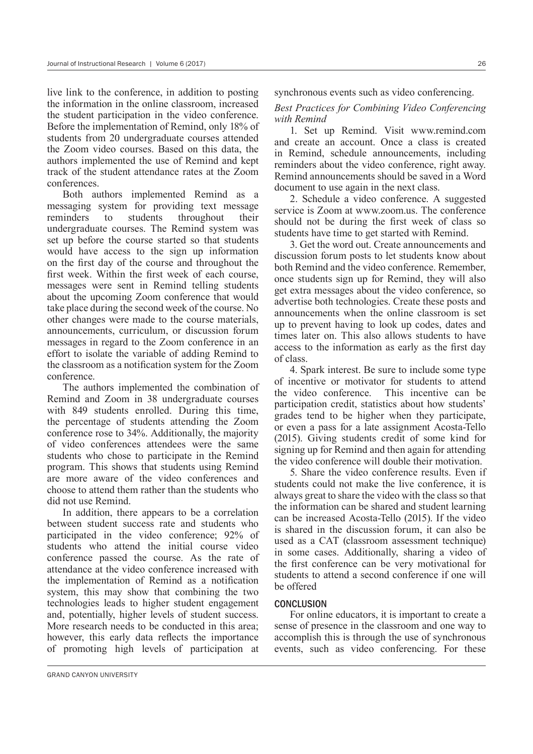live link to the conference, in addition to posting the information in the online classroom, increased the student participation in the video conference. Before the implementation of Remind, only 18% of students from 20 undergraduate courses attended the Zoom video courses. Based on this data, the authors implemented the use of Remind and kept track of the student attendance rates at the Zoom conferences.

Both authors implemented Remind as a messaging system for providing text message reminders to students throughout their undergraduate courses. The Remind system was set up before the course started so that students would have access to the sign up information on the first day of the course and throughout the first week. Within the first week of each course, messages were sent in Remind telling students about the upcoming Zoom conference that would take place during the second week of the course. No other changes were made to the course materials, announcements, curriculum, or discussion forum messages in regard to the Zoom conference in an effort to isolate the variable of adding Remind to the classroom as a notification system for the Zoom conference.

The authors implemented the combination of Remind and Zoom in 38 undergraduate courses with 849 students enrolled. During this time, the percentage of students attending the Zoom conference rose to 34%. Additionally, the majority of video conferences attendees were the same students who chose to participate in the Remind program. This shows that students using Remind are more aware of the video conferences and choose to attend them rather than the students who did not use Remind.

In addition, there appears to be a correlation between student success rate and students who participated in the video conference; 92% of students who attend the initial course video conference passed the course. As the rate of attendance at the video conference increased with the implementation of Remind as a notification system, this may show that combining the two technologies leads to higher student engagement and, potentially, higher levels of student success. More research needs to be conducted in this area; however, this early data reflects the importance of promoting high levels of participation at synchronous events such as video conferencing.

### *Best Practices for Combining Video Conferencing with Remind*

1. Set up Remind. Visit www.remind.com and create an account. Once a class is created in Remind, schedule announcements, including reminders about the video conference, right away. Remind announcements should be saved in a Word document to use again in the next class.

2. Schedule a video conference. A suggested service is Zoom at www.zoom.us. The conference should not be during the first week of class so students have time to get started with Remind.

3. Get the word out. Create announcements and discussion forum posts to let students know about both Remind and the video conference. Remember, once students sign up for Remind, they will also get extra messages about the video conference, so advertise both technologies. Create these posts and announcements when the online classroom is set up to prevent having to look up codes, dates and times later on. This also allows students to have access to the information as early as the first day of class.

4. Spark interest. Be sure to include some type of incentive or motivator for students to attend the video conference. This incentive can be participation credit, statistics about how students' grades tend to be higher when they participate, or even a pass for a late assignment Acosta-Tello (2015). Giving students credit of some kind for signing up for Remind and then again for attending the video conference will double their motivation.

5. Share the video conference results. Even if students could not make the live conference, it is always great to share the video with the class so that the information can be shared and student learning can be increased Acosta-Tello (2015). If the video is shared in the discussion forum, it can also be used as a CAT (classroom assessment technique) in some cases. Additionally, sharing a video of the first conference can be very motivational for students to attend a second conference if one will be offered

## CONCLUSION

For online educators, it is important to create a sense of presence in the classroom and one way to accomplish this is through the use of synchronous events, such as video conferencing. For these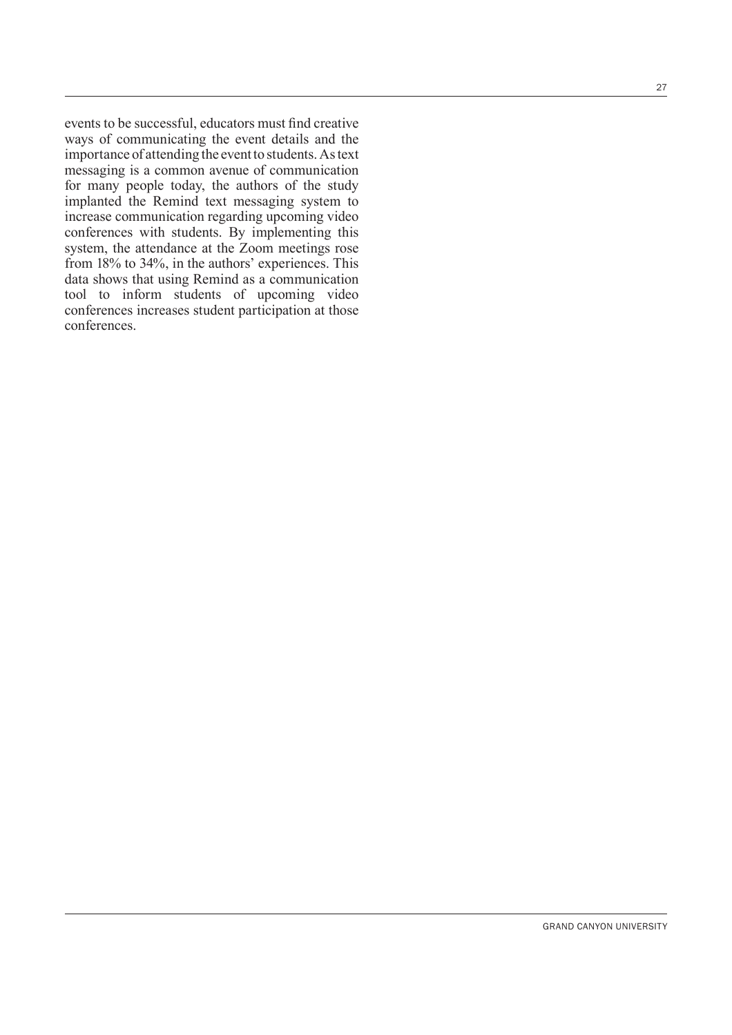events to be successful, educators must find creative ways of communicating the event details and the importance of attending the event to students. As text messaging is a common avenue of communication for many people today, the authors of the study implanted the Remind text messaging system to increase communication regarding upcoming video conferences with students. By implementing this system, the attendance at the Zoom meetings rose from 18% to 34%, in the authors' experiences. This data shows that using Remind as a communication tool to inform students of upcoming video conferences increases student participation at those conferences.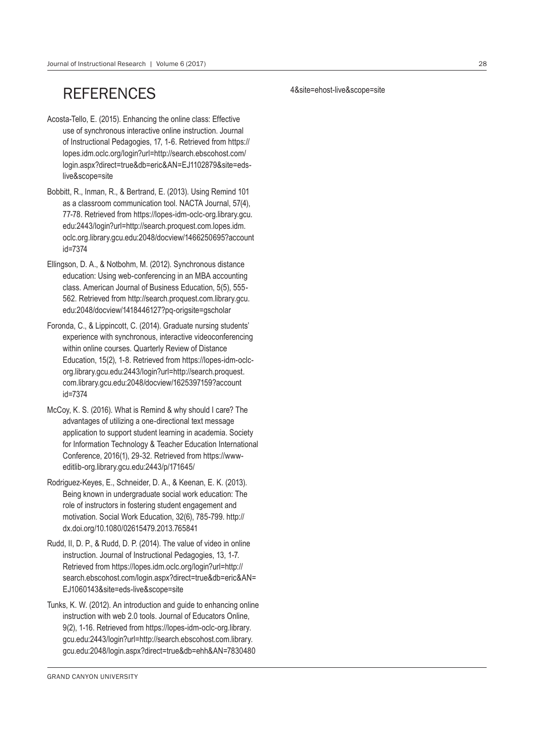# REFERENCES

Acosta-Tello, E. (2015). Enhancing the online class: Effective use of synchronous interactive online instruction. Journal of Instructional Pedagogies, 17, 1-6. Retrieved from https://lopes.idm.oclc.org/login?url=http://search.ebscohost.com/login.aspx?direct=true&db=eric&AN=EJ1102879&site=eds-live&scope=site

Bobbitt, R., Inman, R., & Bertrand, E. (2013). Using Remind 101 as a classroom communication tool. NACTA Journal, 57(4), 77-78. Retrieved from https://lopes-idm-oclc-org.library.gcu.edu:2443/login?url=http://search.proquest.com.lopes.idm.oclc.org.library.gcu.edu:2048/docview/1466250695?accountid=7374

Ellingson, D. A., & Notbohm, M. (2012). Synchronous distance education: Using web-conferencing in an MBA accounting class. American Journal of Business Education, 5(5), 555-562. Retrieved from http://search.proquest.com.library.gcu.edu:2048/docview/1418446127?pq-origsite=gscholar

Foronda, C., & Lippincott, C. (2014). Graduate nursing students' experience with synchronous, interactive videoconferencing within online courses. Quarterly Review of Distance Education, 15(2), 1-8. Retrieved from https://lopes-idm-oclc-org.library.gcu.edu:2443/login?url=http://search.proquest.com.library.gcu.edu:2048/docview/1625397159?accountid=7374

McCoy, K. S. (2016). What is Remind & why should I care? The advantages of utilizing a one-directional text message application to support student learning in academia. Society for Information Technology & Teacher Education International Conference, 2016(1), 29-32. Retrieved from https://www-editlib-org.library.gcu.edu:2443/p/171645/

Rodriguez-Keyes, E., Schneider, D. A., & Keenan, E. K. (2013). Being known in undergraduate social work education: The role of instructors in fostering student engagement and motivation. Social Work Education, 32(6), 785-799. http://dx.doi.org/10.1080/02615479.2013.765841

Rudd, II, D. P., & Rudd, D. P. (2014). The value of video in online instruction. Journal of Instructional Pedagogies, 13, 1-7. Retrieved from https://lopes.idm.oclc.org/login?url=http://search.ebscohost.com/login.aspx?direct=true&db=eric&AN=EJ1060143&site=eds-live&scope=site

Tunks, K. W. (2012). An introduction and guide to enhancing online instruction with web 2.0 tools. Journal of Educators Online, 9(2), 1-16. Retrieved from https://lopes-idm-oclc-org.library.gcu.edu:2443/login?url=http://search.ebscohost.com.library.gcu.edu:2048/login.aspx?direct=true&db=ehh&AN=78304804&site=ehost-live&scope=site